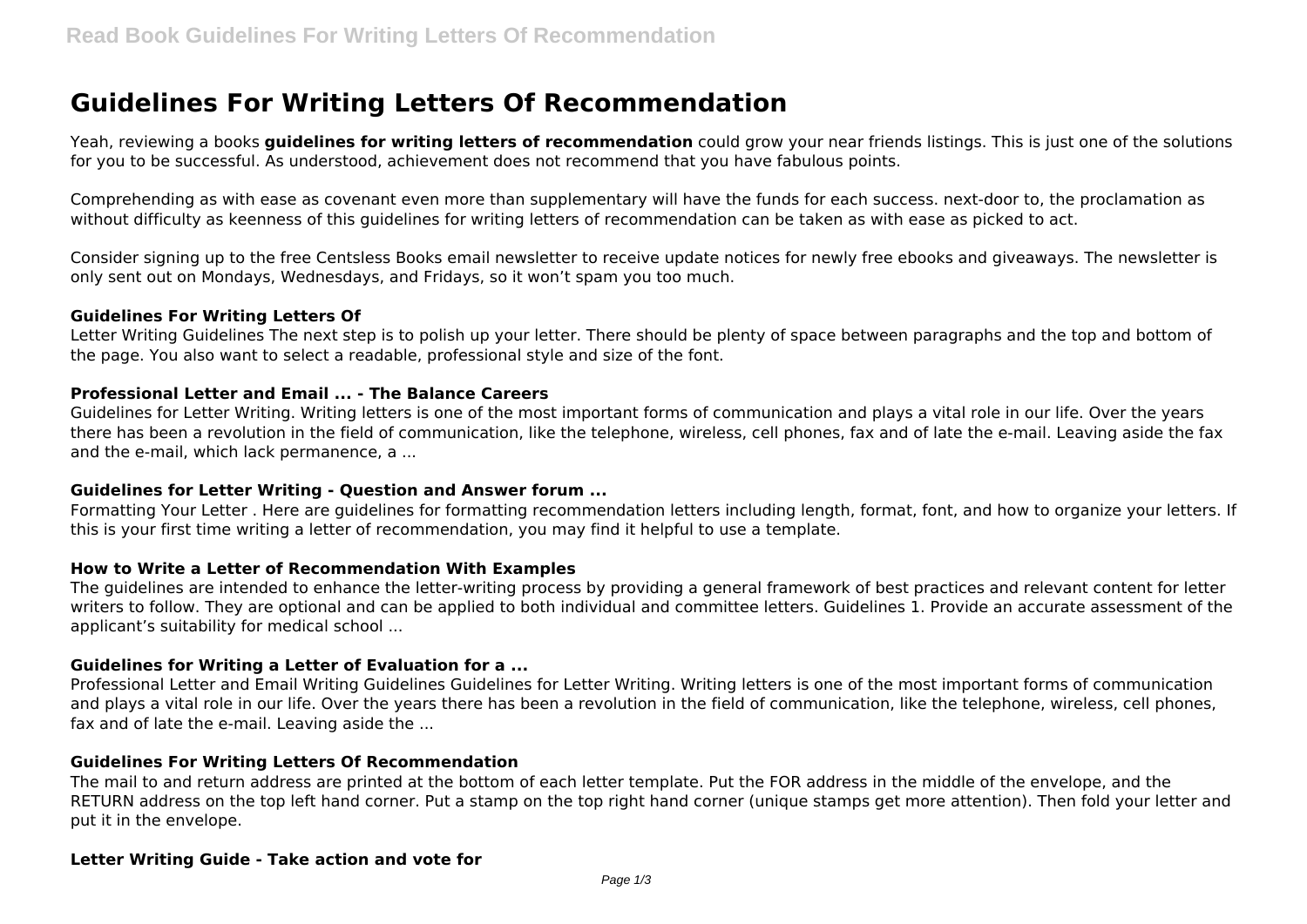# Guidelines For Writing Letters Of Recommendation

Yeah, reviewing a books **guidelines for writing letters of recommendation** could grow your near friends listings. This is just one of the solutions for you to be successful. As understood, achievement does not recommend that you have fabulous points.

Comprehending as with ease as covenant even more than supplementary will have the funds for each success. next-door to, the proclamation as without difficulty as keenness of this guidelines for writing letters of recommendation can be taken as with ease as picked to act.

Consider signing up to the free Centsless Books email newsletter to receive update notices for newly free ebooks and giveaways. The newsletter is only sent out on Mondays, Wednesdays, and Fridays, so it won't spam you too much.

### Guidelines For Writing Letters Of

Letter Writing Guidelines The next step is to polish up your letter. There should be plenty of space between paragraphs and the top and bottom of the page. You also want to select a readable, professional style and size of the font.

### Professional Letter and Email ... - The Balance Careers

Guidelines for Letter Writing. Writing letters is one of the most important forms of communication and plays a vital role in our life. Over the years there has been a revolution in the field of communication, like the telephone, wireless, cell phones, fax and of late the e-mail. Leaving aside the fax and the e-mail, which lack permanence, a ...

### Guidelines for Letter Writing - Question and Answer forum ...

Formatting Your Letter . Here are guidelines for formatting recommendation letters including length, format, font, and how to organize your letters. If this is your first time writing a letter of recommendation, you may find it helpful to use a template.

### How to Write a Letter of Recommendation With Examples

The guidelines are intended to enhance the letter-writing process by providing a general framework of best practices and relevant content for letter writers to follow. They are optional and can be applied to both individual and committee letters. Guidelines 1. Provide an accurate assessment of the applicant's suitability for medical school ...

### Guidelines for Writing a Letter of Evaluation for a ...

Professional Letter and Email Writing Guidelines Guidelines for Letter Writing. Writing letters is one of the most important forms of communication and plays a vital role in our life. Over the years there has been a revolution in the field of communication, like the telephone, wireless, cell phones, fax and of late the e-mail. Leaving aside the ...

### Guidelines For Writing Letters Of Recommendation

The mail to and return address are printed at the bottom of each letter template. Put the FOR address in the middle of the envelope, and the RETURN address on the top left hand corner. Put a stamp on the top right hand corner (unique stamps get more attention). Then fold your letter and put it in the envelope.

### Letter Writing Guide - Take action and vote for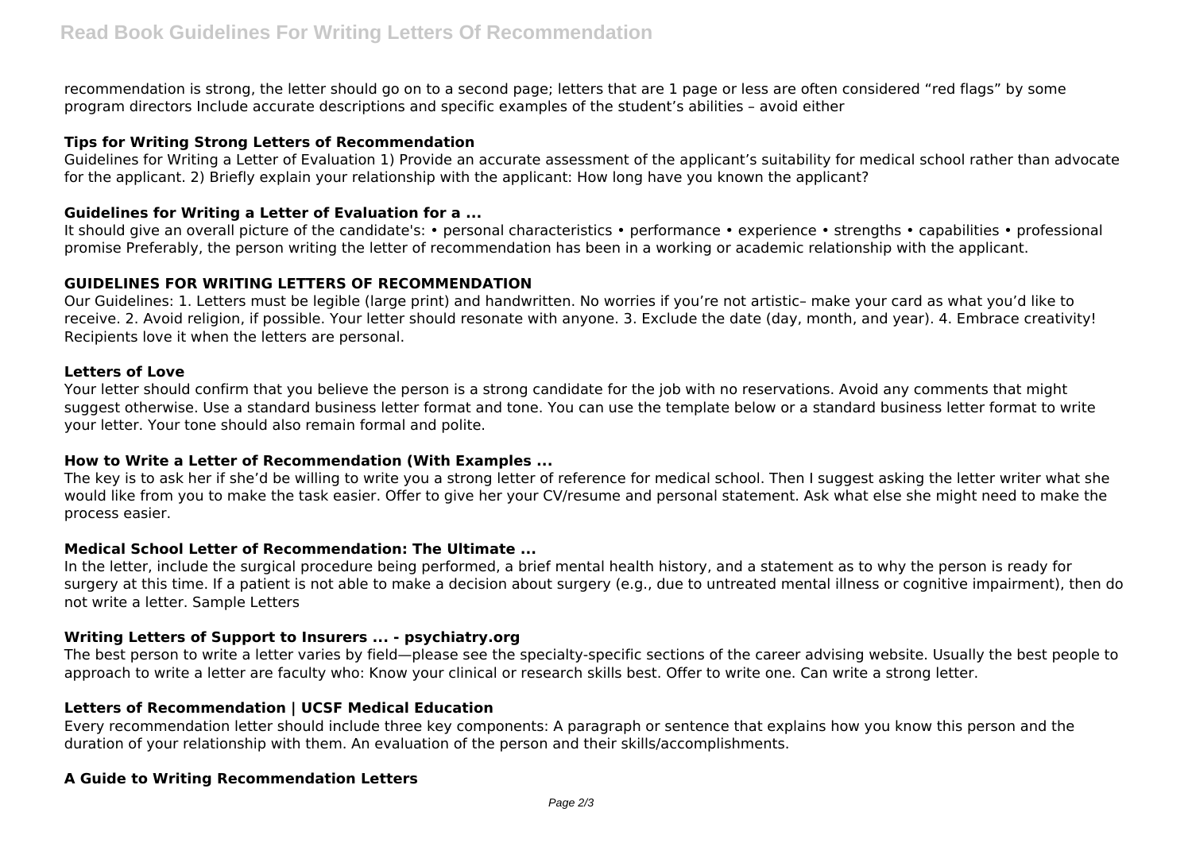recommendation is strong, the letter should go on to a second page; letters that are 1 page or less are often considered "red flags" by some program directors Include accurate descriptions and specific examples of the student's abilities – avoid either

### Tips for Writing Strong Letters of Recommendation

Guidelines for Writing a Letter of Evaluation 1) Provide an accurate assessment of the applicant's suitability for medical school rather than advocate for the applicant. 2) Briefly explain your relationship with the applicant: How long have you known the applicant?

### Guidelines for Writing a Letter of Evaluation for a ...

It should give an overall picture of the candidate's: • personal characteristics • performance • experience • strengths • capabilities • professional promise Preferably, the person writing the letter of recommendation has been in a working or academic relationship with the applicant.

### GUIDELINES FOR WRITING LETTERS OF RECOMMENDATION

Our Guidelines: 1. Letters must be legible (large print) and handwritten. No worries if you're not artistic– make your card as what you'd like to receive. 2. Avoid religion, if possible. Your letter should resonate with anyone. 3. Exclude the date (day, month, and year). 4. Embrace creativity! Recipients love it when the letters are personal.

### Letters of Love

Your letter should confirm that you believe the person is a strong candidate for the job with no reservations. Avoid any comments that might suggest otherwise. Use a standard business letter format and tone. You can use the template below or a standard business letter format to write your letter. Your tone should also remain formal and polite.

### How to Write a Letter of Recommendation (With Examples ...

The key is to ask her if she'd be willing to write you a strong letter of reference for medical school. Then I suggest asking the letter writer what she would like from you to make the task easier. Offer to give her your CV/resume and personal statement. Ask what else she might need to make the process easier.

### Medical School Letter of Recommendation: The Ultimate ...

In the letter, include the surgical procedure being performed, a brief mental health history, and a statement as to why the person is ready for surgery at this time. If a patient is not able to make a decision about surgery (e.g., due to untreated mental illness or cognitive impairment), then do not write a letter. Sample Letters

### Writing Letters of Support to Insurers ... - psychiatry.org

The best person to write a letter varies by field—please see the specialty-specific sections of the career advising website. Usually the best people to approach to write a letter are faculty who: Know your clinical or research skills best. Offer to write one. Can write a strong letter.

### Letters of Recommendation | UCSF Medical Education

Every recommendation letter should include three key components: A paragraph or sentence that explains how you know this person and the duration of your relationship with them. An evaluation of the person and their skills/accomplishments.

### A Guide to Writing Recommendation Letters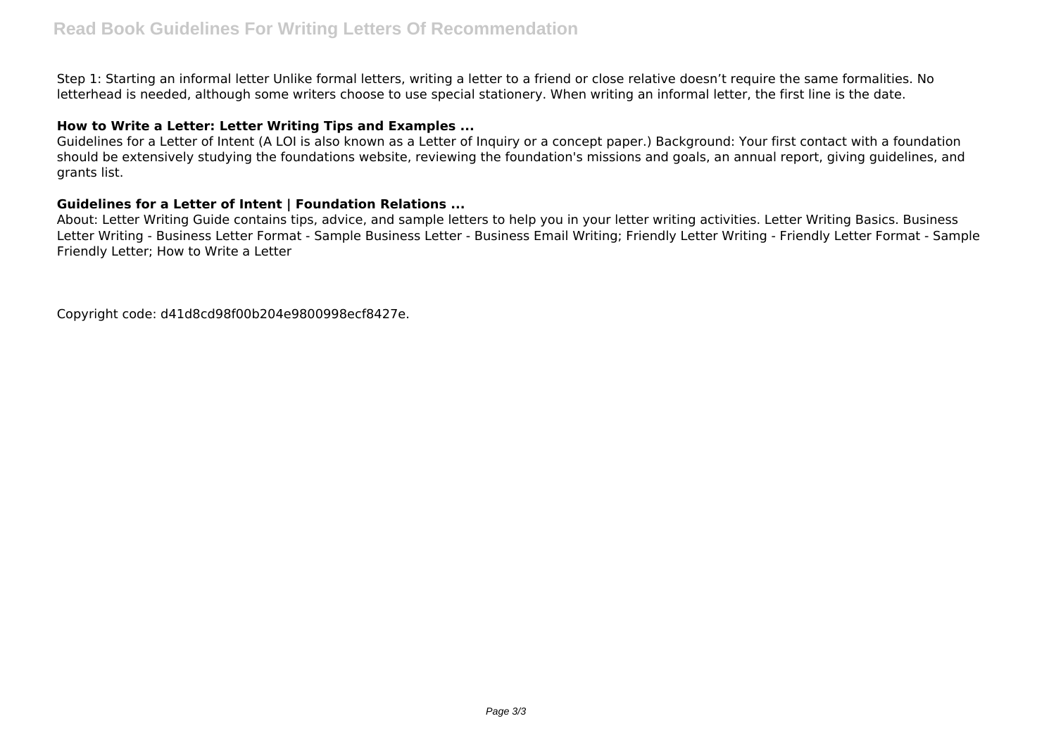Step 1: Starting an informal letter Unlike formal letters, writing a letter to a friend or close relative doesn't require the same formalities. No letterhead is needed, although some writers choose to use special stationery. When writing an informal letter, the first line is the date.

**How to Write a Letter: Letter Writing Tips and Examples ...**

Guidelines for a Letter of Intent (A LOI is also known as a Letter of Inquiry or a concept paper.) Background: Your first contact with a foundation should be extensively studying the foundations website, reviewing the foundation's missions and goals, an annual report, giving guidelines, and grants list.

**Guidelines for a Letter of Intent | Foundation Relations ...**

About: Letter Writing Guide contains tips, advice, and sample letters to help you in your letter writing activities. Letter Writing Basics. Business Letter Writing - Business Letter Format - Sample Business Letter - Business Email Writing; Friendly Letter Writing - Friendly Letter Format - Sample Friendly Letter; How to Write a Letter

Copyright code: d41d8cd98f00b204e9800998ecf8427e.